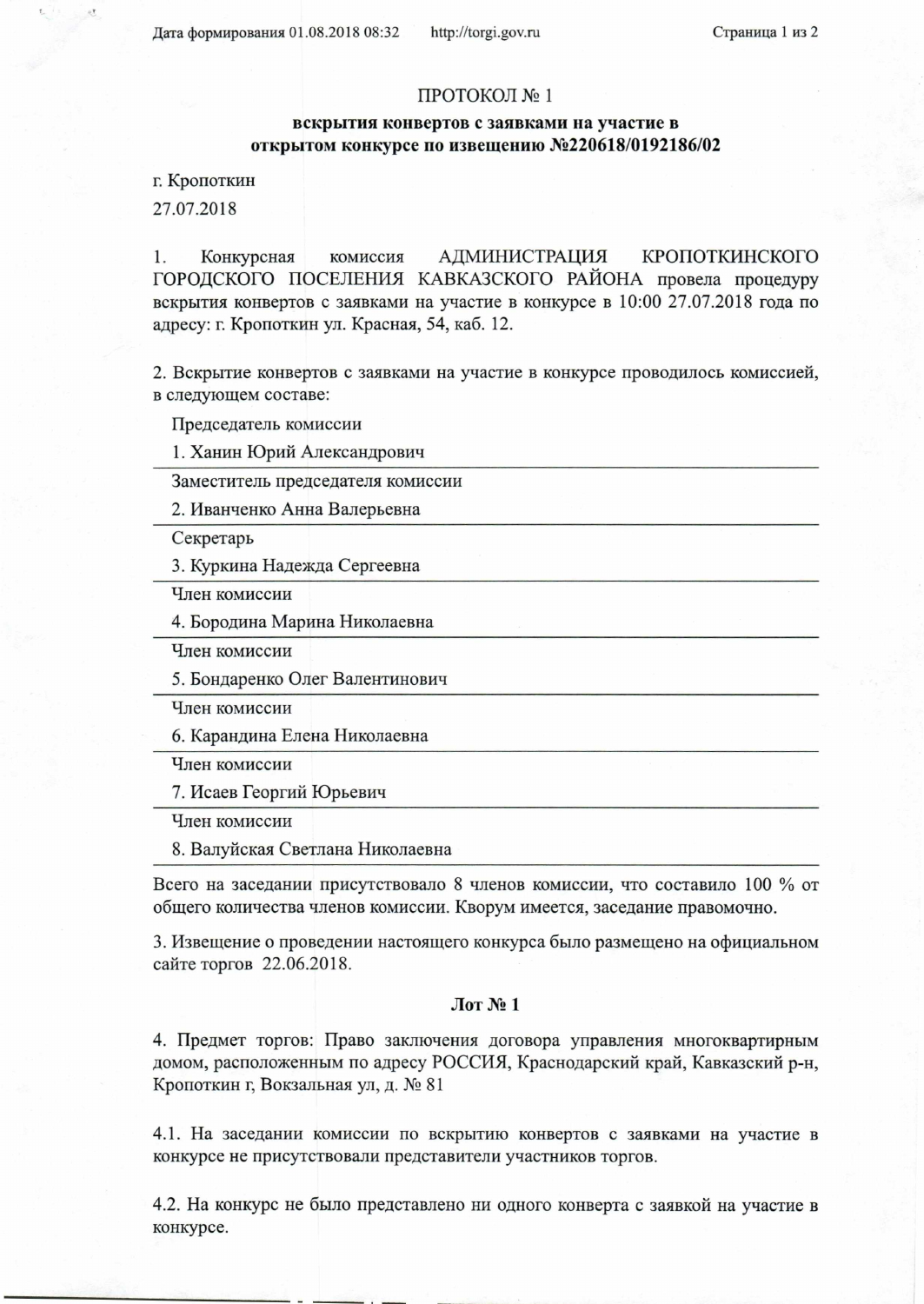# ПРОТОКОЛ № 1

## вскрытия конвертов с заявками на участие в открытом конкурсе по извещению №220618/0192186/02

г. Кропоткин

27.07.2018

1. Конкурсная комиссия АДМИНИСТРАЦИЯ КРОПОТКИНСКОГО ГОРОДСКОГО ПОСЕЛЕНИЯ КАВКАЗСКОГО РАЙОНА провела процедуру вскрытия конвертов с заявками на участие в конкурсе в 10:00 27.07.2018 года по адресу: г. Кропоткин ул. Красная, 54, каб. 12.

2. Вскрытие конвертов с заявками на участие в конкурсе проводилось комиссией, в следующем составе:

Председатель комиссии

1. Ханин Юрий Александрович

Заместитель председателя комиссии

2. Иванченко Анна Валерьевна

Секретарь

3. Куркина Надежда Сергеевна

Член комиссии

4. Бородина Марина Николаевна

Член комиссии

5. Бондаренко Олег Валентинович

Член комиссии

6. Карандина Елена Николаевна

Член комиссии

7. Исаев Георгий Юрьевич

Член комиссии

8. Валуйская Светлана Николаевна

Всего на заседании присутствовало 8 членов комиссии, что составило 100 % от общего количества членов комиссии. Кворум имеется, заседание правомочно.

3. Извещение о проведении настоящего конкурса было размещено на официальном сайте торгов 22.06.2018.

### Лот № 1

4. Предмет торгов: Право заключения договора управления многоквартирным домом, расположенным по адресу РОССИЯ, Краснодарский край, Кавказский р-н, Кропоткин г, Вокзальная ул, д. № 81

4.1. На заседании комиссии по вскрытию конвертов с заявками на участие в конкурсе не присутствовали представители участников торгов.

4.2. На конкурс не было представлено ни одного конверта с заявкой на участие в конкурсе.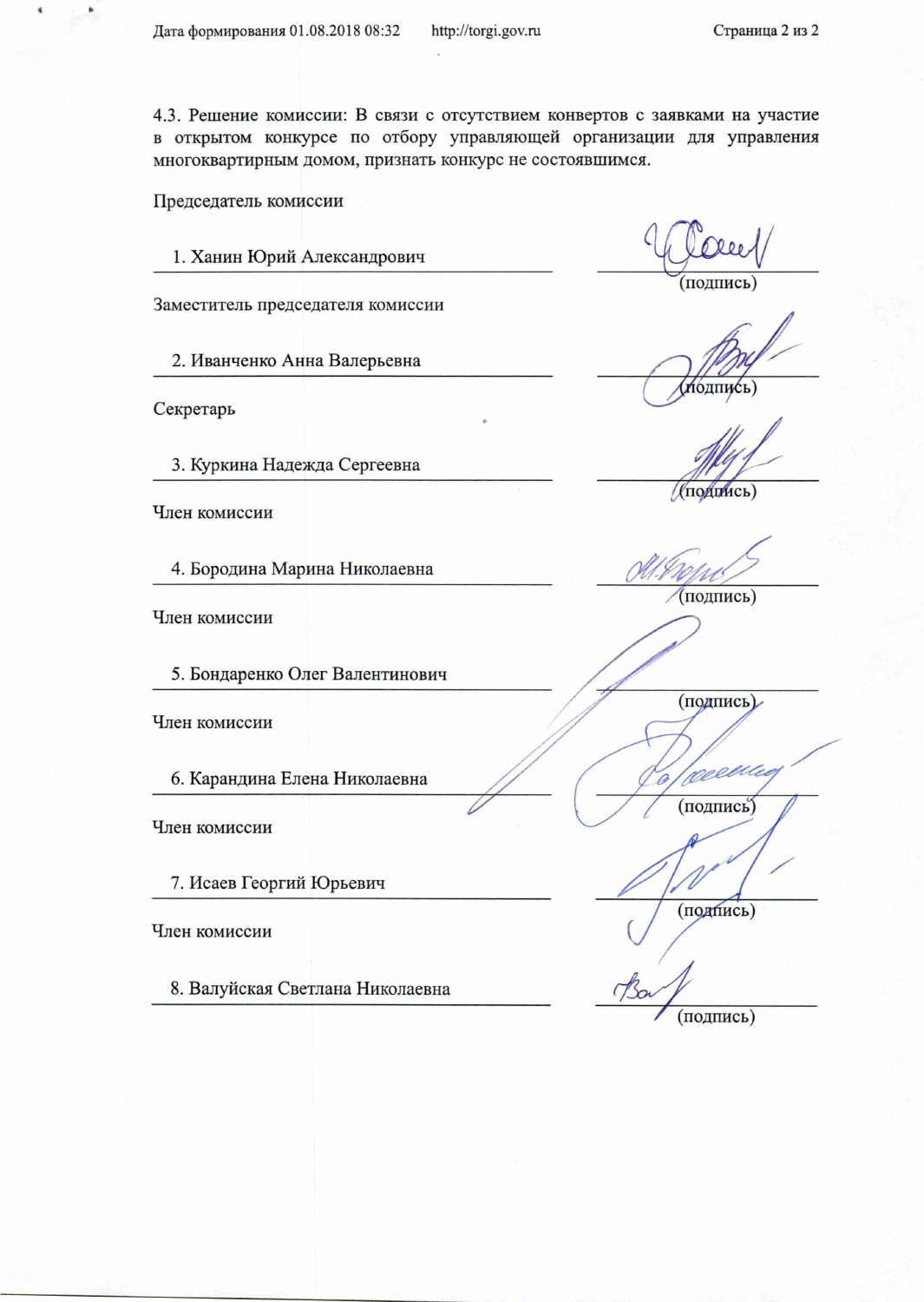4.3. Решение комиссии: В связи с отсутствием конвертов с заявками на участие в открытом конкурсе по отбору управляющей организации для управления многоквартирным домом, признать конкурс не состоявшимся.

Председатель комиссии

1. Ханин Юрий Александрович ____________ (подпись)

Заместитель председателя комиссии

2. Иванченко Анна Валерьевна ____________ (подпись)

Секретарь

3. Куркина Надежда Сергеевна ____________ (подпись)

Член комиссии

4. Бородина Марина Николаевна ____________ (подпись)

Член комиссии

5. Бондаренко Олег Валентинович ____________ (подпись)

Член комиссии

6. Карандина Елена Николаевна ____________ (подпись)

Член комиссии

7. Исаев Георгий Юрьевич ____________ (подпись)

Член комиссии

8. Валуйская Светлана Николаевна ____________ (подпись)